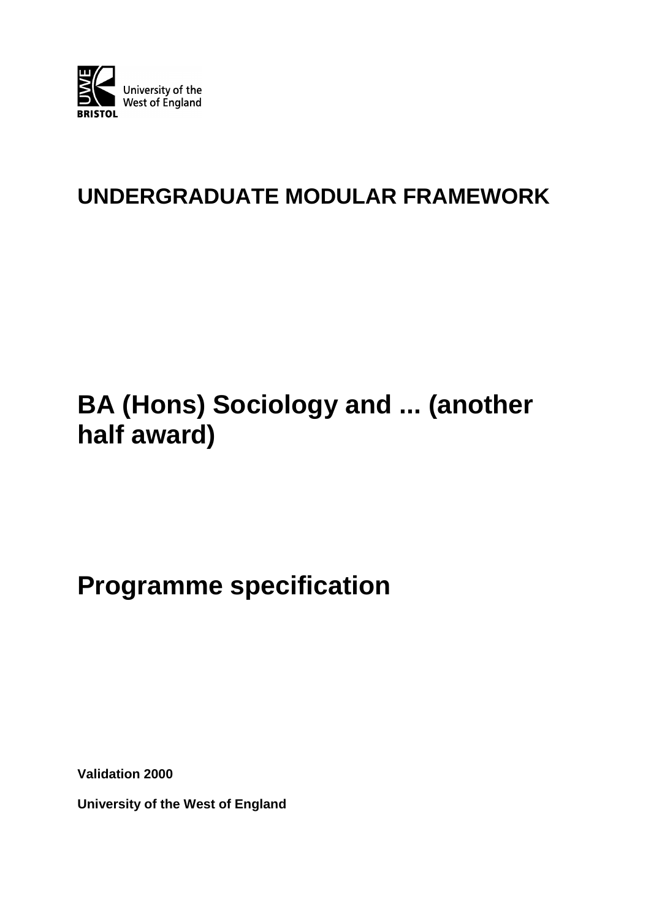University of the West of England

BRISTOL

# UNDERGRADUATE MODULAR FRAMEWORK

# BA (Hons) Sociology and ... (another half award)

# Programme specification

**Validation 2000**

**University of the West of England**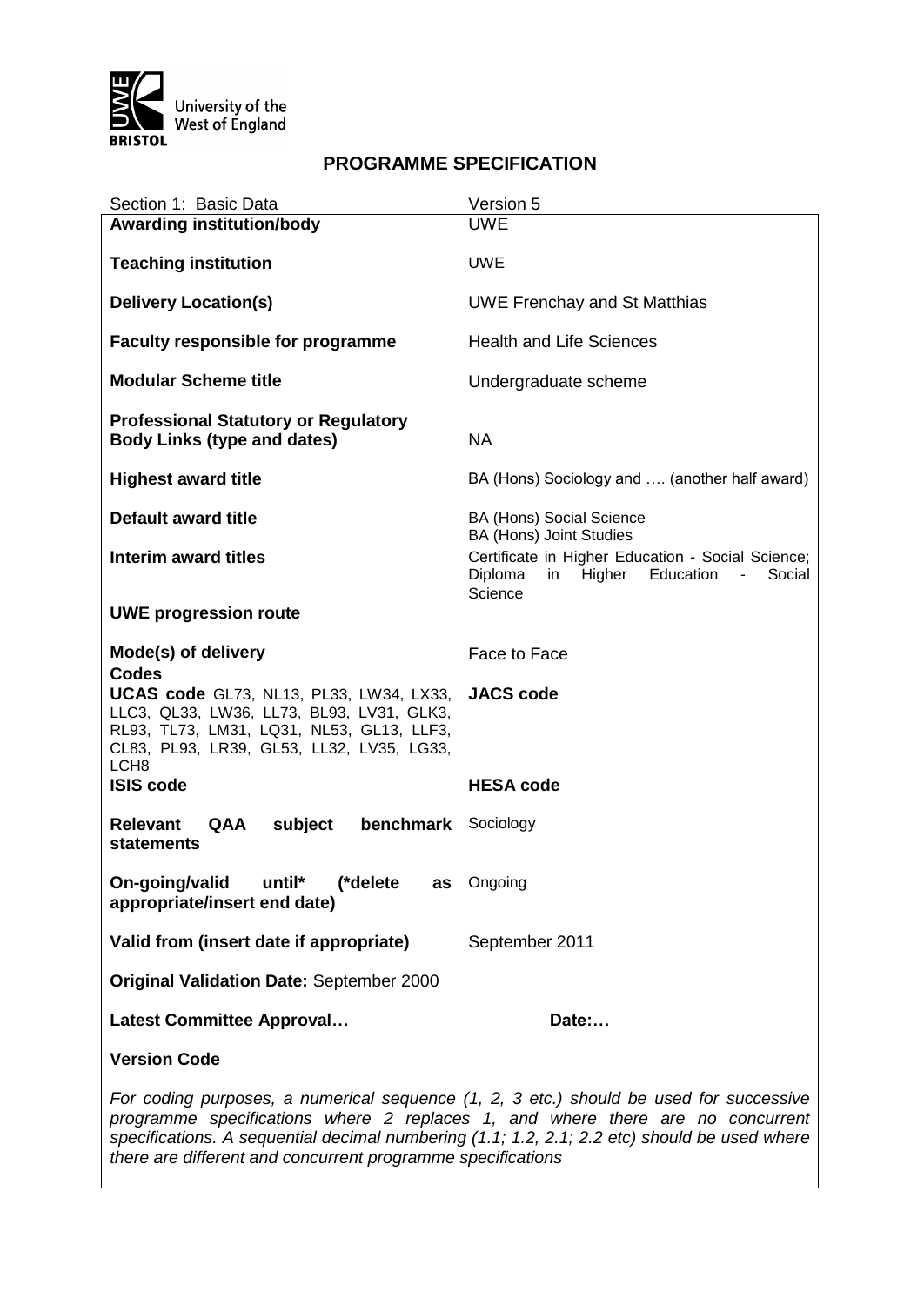University of the West of England BRISTOL

# PROGRAMME SPECIFICATION

| Section 1: Basic Data | Version 5 |
|---|---|
| **Awarding institution/body** | UWE |
| **Teaching institution** | UWE |
| **Delivery Location(s)** | UWE Frenchay and St Matthias |
| **Faculty responsible for programme** | Health and Life Sciences |
| **Modular Scheme title** | Undergraduate scheme |
| **Professional Statutory or Regulatory Body Links (type and dates)** | NA |
| **Highest award title** | BA (Hons) Sociology and …. (another half award) |
| **Default award title** | BA (Hons) Social Science<br>BA (Hons) Joint Studies |
| **Interim award titles** | Certificate in Higher Education - Social Science; Diploma in Higher Education - Social Science |
| **UWE progression route** | |
| **Mode(s) of delivery** | Face to Face |
| **Codes** | |
| **UCAS code** GL73, NL13, PL33, LW34, LX33, LLC3, QL33, LW36, LL73, BL93, LV31, GLK3, RL93, TL73, LM31, LQ31, NL53, GL13, LLF3, CL83, PL93, LR39, GL53, LL32, LV35, LG33, LCH8 | **JACS code** |
| **ISIS code** | **HESA code** |
| **Relevant QAA subject benchmark statements** | Sociology |
| **On-going/valid until\* (\*delete as appropriate/insert end date)** | Ongoing |
| **Valid from (insert date if appropriate)** | September 2011 |
| **Original Validation Date:** September 2000 | |
| **Latest Committee Approval…** | **Date:…** |
| **Version Code** | |

*For coding purposes, a numerical sequence (1, 2, 3 etc.) should be used for successive programme specifications where 2 replaces 1, and where there are no concurrent specifications. A sequential decimal numbering (1.1; 1.2, 2.1; 2.2 etc) should be used where there are different and concurrent programme specifications*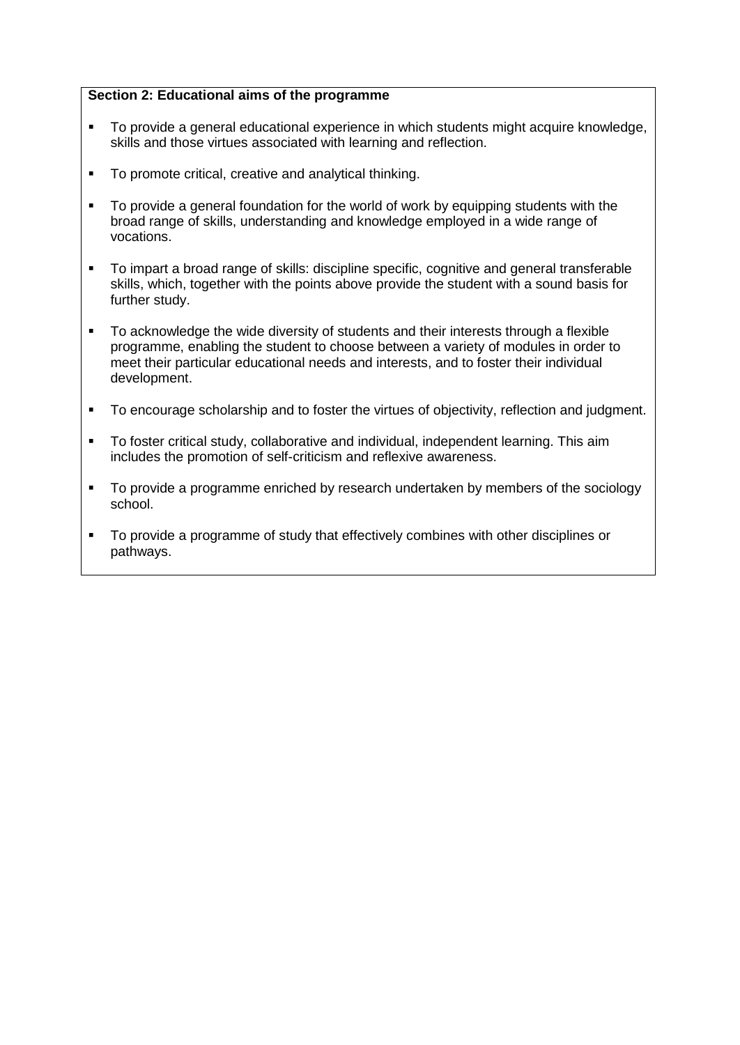**Section 2: Educational aims of the programme**

- To provide a general educational experience in which students might acquire knowledge, skills and those virtues associated with learning and reflection.
- To promote critical, creative and analytical thinking.
- To provide a general foundation for the world of work by equipping students with the broad range of skills, understanding and knowledge employed in a wide range of vocations.
- To impart a broad range of skills: discipline specific, cognitive and general transferable skills, which, together with the points above provide the student with a sound basis for further study.
- To acknowledge the wide diversity of students and their interests through a flexible programme, enabling the student to choose between a variety of modules in order to meet their particular educational needs and interests, and to foster their individual development.
- To encourage scholarship and to foster the virtues of objectivity, reflection and judgment.
- To foster critical study, collaborative and individual, independent learning. This aim includes the promotion of self-criticism and reflexive awareness.
- To provide a programme enriched by research undertaken by members of the sociology school.
- To provide a programme of study that effectively combines with other disciplines or pathways.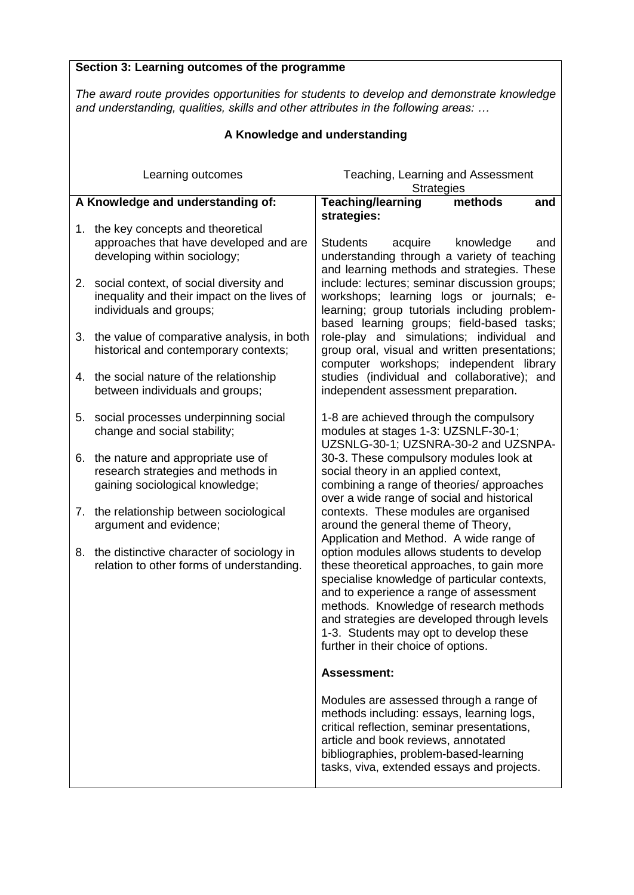**Section 3: Learning outcomes of the programme**

*The award route provides opportunities for students to develop and demonstrate knowledge and understanding, qualities, skills and other attributes in the following areas: …*

## A Knowledge and understanding

| Learning outcomes | Teaching, Learning and Assessment Strategies |
|---|---|
| **A Knowledge and understanding of:**<br><br>1. the key concepts and theoretical approaches that have developed and are developing within sociology;<br><br>2. social context, of social diversity and inequality and their impact on the lives of individuals and groups;<br><br>3. the value of comparative analysis, in both historical and contemporary contexts;<br><br>4. the social nature of the relationship between individuals and groups;<br><br>5. social processes underpinning social change and social stability;<br><br>6. the nature and appropriate use of research strategies and methods in gaining sociological knowledge;<br><br>7. the relationship between sociological argument and evidence;<br><br>8. the distinctive character of sociology in relation to other forms of understanding. | **Teaching/learning methods and strategies:**<br><br>Students acquire knowledge and understanding through a variety of teaching and learning methods and strategies. These include: lectures; seminar discussion groups; workshops; learning logs or journals; e-learning; group tutorials including problem-based learning groups; field-based tasks; role-play and simulations; individual and group oral, visual and written presentations; computer workshops; independent library studies (individual and collaborative); and independent assessment preparation.<br><br>1-8 are achieved through the compulsory modules at stages 1-3: UZSNLF-30-1; UZSNLG-30-1; UZSNRA-30-2 and UZSNPA-30-3. These compulsory modules look at social theory in an applied context, combining a range of theories/ approaches over a wide range of social and historical contexts. These modules are organised around the general theme of Theory, Application and Method. A wide range of option modules allows students to develop these theoretical approaches, to gain more specialise knowledge of particular contexts, and to experience a range of assessment methods. Knowledge of research methods and strategies are developed through levels 1-3. Students may opt to develop these further in their choice of options.<br><br>**Assessment:**<br><br>Modules are assessed through a range of methods including: essays, learning logs, critical reflection, seminar presentations, article and book reviews, annotated bibliographies, problem-based-learning tasks, viva, extended essays and projects. |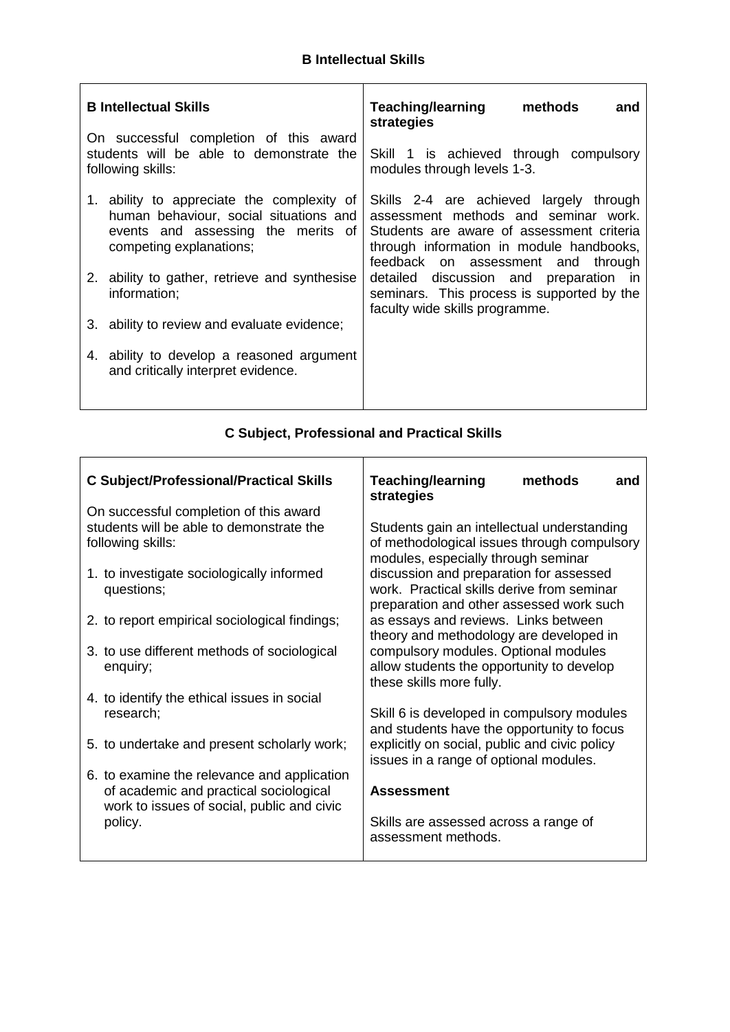## B Intellectual Skills

| B Intellectual Skills | Teaching/learning methods and strategies |
| --- | --- |
| On successful completion of this award students will be able to demonstrate the following skills:<br><br>1. ability to appreciate the complexity of human behaviour, social situations and events and assessing the merits of competing explanations;<br>2. ability to gather, retrieve and synthesise information;<br>3. ability to review and evaluate evidence;<br>4. ability to develop a reasoned argument and critically interpret evidence. | Skill 1 is achieved through compulsory modules through levels 1-3.<br><br>Skills 2-4 are achieved largely through assessment methods and seminar work. Students are aware of assessment criteria through information in module handbooks, feedback on assessment and through detailed discussion and preparation in seminars. This process is supported by the faculty wide skills programme. |

## C Subject, Professional and Practical Skills

| C Subject/Professional/Practical Skills | Teaching/learning methods and strategies |
| --- | --- |
| On successful completion of this award students will be able to demonstrate the following skills:<br><br>1. to investigate sociologically informed questions;<br>2. to report empirical sociological findings;<br>3. to use different methods of sociological enquiry;<br>4. to identify the ethical issues in social research;<br>5. to undertake and present scholarly work;<br>6. to examine the relevance and application of academic and practical sociological work to issues of social, public and civic policy. | Students gain an intellectual understanding of methodological issues through compulsory modules, especially through seminar discussion and preparation for assessed work. Practical skills derive from seminar preparation and other assessed work such as essays and reviews. Links between theory and methodology are developed in compulsory modules. Optional modules allow students the opportunity to develop these skills more fully.<br><br>Skill 6 is developed in compulsory modules and students have the opportunity to focus explicitly on social, public and civic policy issues in a range of optional modules.<br><br>**Assessment**<br><br>Skills are assessed across a range of assessment methods. |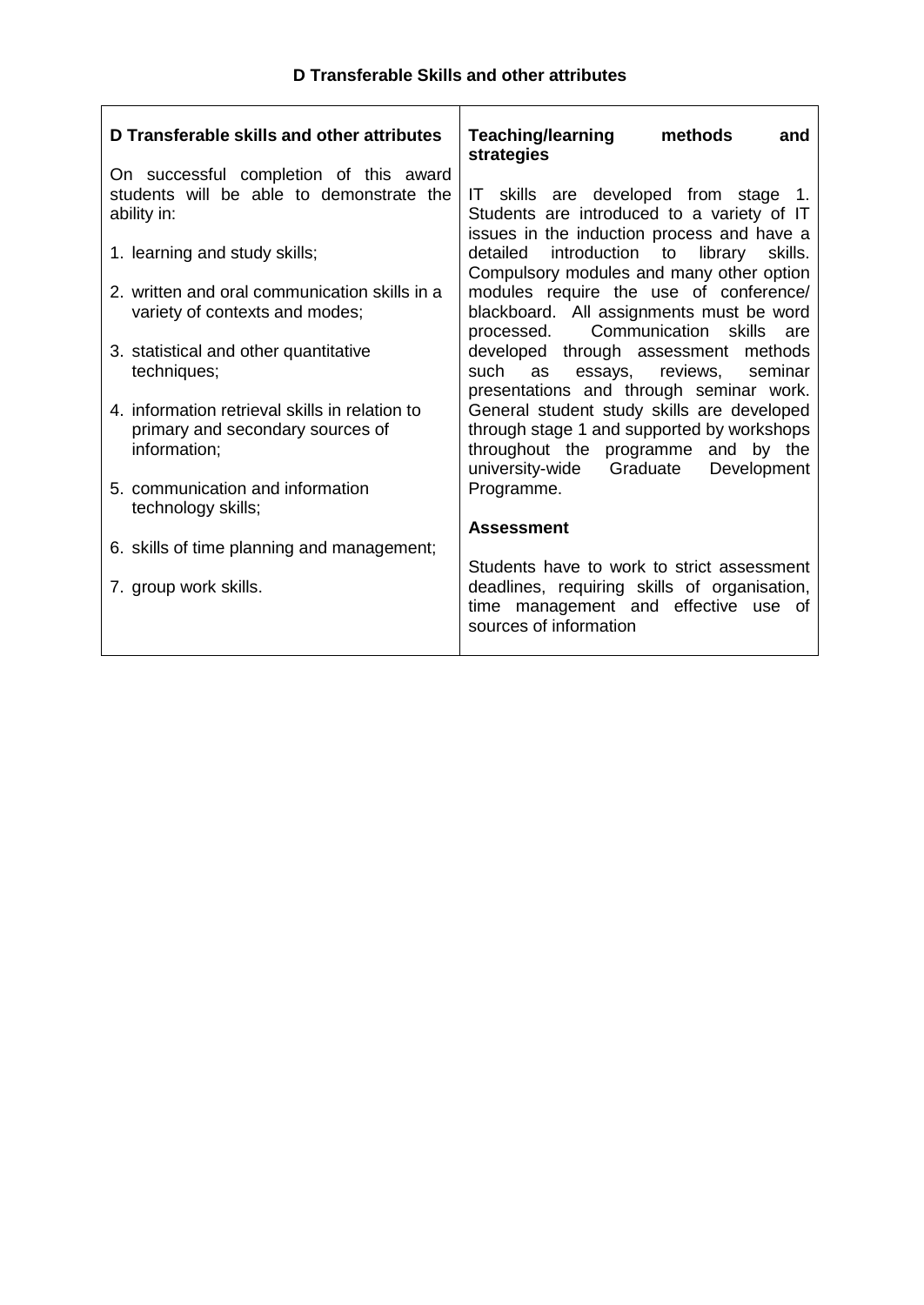### D Transferable Skills and other attributes

| D Transferable skills and other attributes | Teaching/learning methods and strategies |
|---|---|
| On successful completion of this award students will be able to demonstrate the ability in:<br><br>1. learning and study skills;<br>2. written and oral communication skills in a variety of contexts and modes;<br>3. statistical and other quantitative techniques;<br>4. information retrieval skills in relation to primary and secondary sources of information;<br>5. communication and information technology skills;<br>6. skills of time planning and management;<br>7. group work skills. | IT skills are developed from stage 1. Students are introduced to a variety of IT issues in the induction process and have a detailed introduction to library skills. Compulsory modules and many other option modules require the use of conference/ blackboard. All assignments must be word processed. Communication skills are developed through assessment methods such as essays, reviews, seminar presentations and through seminar work. General student study skills are developed through stage 1 and supported by workshops throughout the programme and by the university-wide Graduate Development Programme.<br><br>**Assessment**<br><br>Students have to work to strict assessment deadlines, requiring skills of organisation, time management and effective use of sources of information |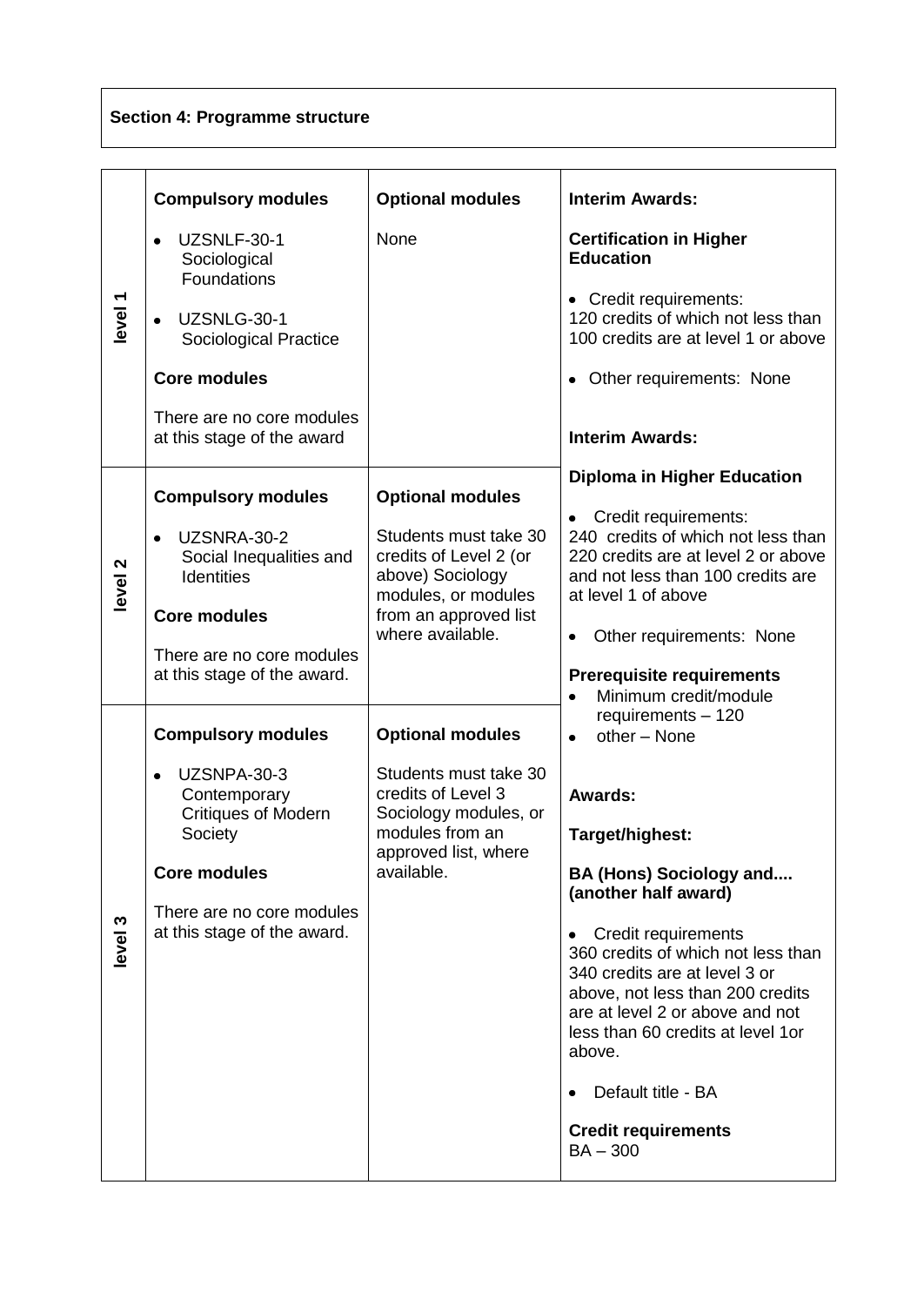**Section 4: Programme structure**

| | Compulsory modules | Optional modules | Interim Awards: |
|---|---|---|---|
| level 1 | **Compulsory modules**<br><br>• UZSNLF-30-1 Sociological Foundations<br>• UZSNLG-30-1 Sociological Practice<br><br>**Core modules**<br><br>There are no core modules at this stage of the award | **Optional modules**<br><br>None | **Interim Awards:**<br><br>**Certification in Higher Education**<br><br>• Credit requirements:<br>120 credits of which not less than 100 credits are at level 1 or above<br><br>• Other requirements: None<br><br>**Interim Awards:** |
| level 2 | **Compulsory modules**<br><br>• UZSNRA-30-2 Social Inequalities and Identities<br><br>**Core modules**<br><br>There are no core modules at this stage of the award. | **Optional modules**<br><br>Students must take 30 credits of Level 2 (or above) Sociology modules, or modules from an approved list where available. | **Diploma in Higher Education**<br><br>• Credit requirements:<br>240 credits of which not less than 220 credits are at level 2 or above and not less than 100 credits are at level 1 of above<br><br>• Other requirements: None<br><br>**Prerequisite requirements**<br>• Minimum credit/module requirements – 120<br>• other – None |
| level 3 | **Compulsory modules**<br><br>• UZSNPA-30-3 Contemporary Critiques of Modern Society<br><br>**Core modules**<br><br>There are no core modules at this stage of the award. | **Optional modules**<br><br>Students must take 30 credits of Level 3 Sociology modules, or modules from an approved list, where available. | **Awards:**<br><br>**Target/highest:**<br><br>**BA (Hons) Sociology and.... (another half award)**<br><br>• Credit requirements<br>360 credits of which not less than 340 credits are at level 3 or above, not less than 200 credits are at level 2 or above and not less than 60 credits at level 1or above.<br><br>• Default title - BA<br><br>**Credit requirements**<br>BA – 300 |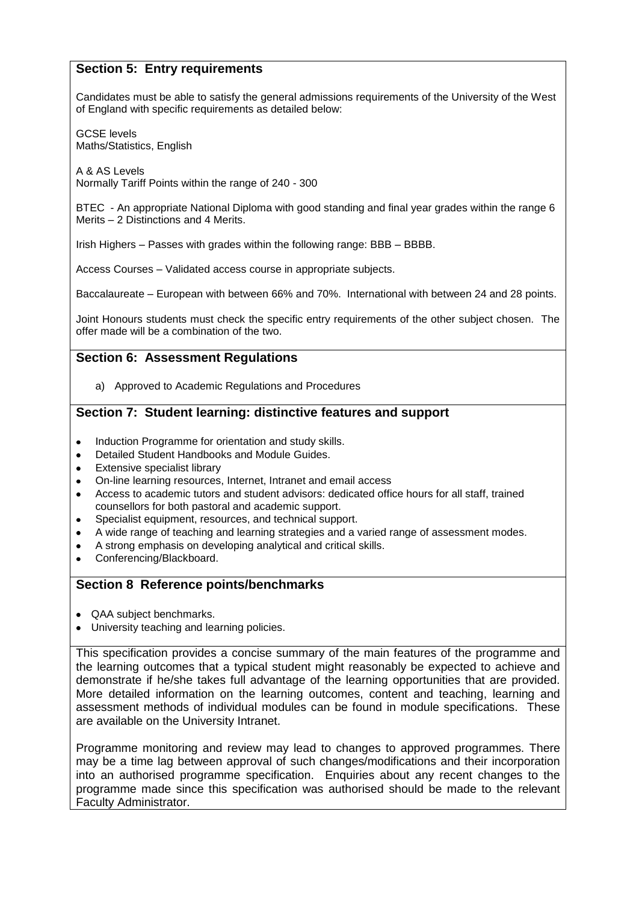## Section 5: Entry requirements

Candidates must be able to satisfy the general admissions requirements of the University of the West of England with specific requirements as detailed below:

GCSE levels
Maths/Statistics, English

A & AS Levels
Normally Tariff Points within the range of 240 - 300

BTEC - An appropriate National Diploma with good standing and final year grades within the range 6 Merits – 2 Distinctions and 4 Merits.

Irish Highers – Passes with grades within the following range: BBB – BBBB.

Access Courses – Validated access course in appropriate subjects.

Baccalaureate – European with between 66% and 70%. International with between 24 and 28 points.

Joint Honours students must check the specific entry requirements of the other subject chosen. The offer made will be a combination of the two.

## Section 6: Assessment Regulations

a) Approved to Academic Regulations and Procedures

## Section 7: Student learning: distinctive features and support

- Induction Programme for orientation and study skills.
- Detailed Student Handbooks and Module Guides.
- Extensive specialist library
- On-line learning resources, Internet, Intranet and email access
- Access to academic tutors and student advisors: dedicated office hours for all staff, trained counsellors for both pastoral and academic support.
- Specialist equipment, resources, and technical support.
- A wide range of teaching and learning strategies and a varied range of assessment modes.
- A strong emphasis on developing analytical and critical skills.
- Conferencing/Blackboard.

## Section 8 Reference points/benchmarks

- QAA subject benchmarks.
- University teaching and learning policies.

This specification provides a concise summary of the main features of the programme and the learning outcomes that a typical student might reasonably be expected to achieve and demonstrate if he/she takes full advantage of the learning opportunities that are provided. More detailed information on the learning outcomes, content and teaching, learning and assessment methods of individual modules can be found in module specifications. These are available on the University Intranet.

Programme monitoring and review may lead to changes to approved programmes. There may be a time lag between approval of such changes/modifications and their incorporation into an authorised programme specification. Enquiries about any recent changes to the programme made since this specification was authorised should be made to the relevant Faculty Administrator.